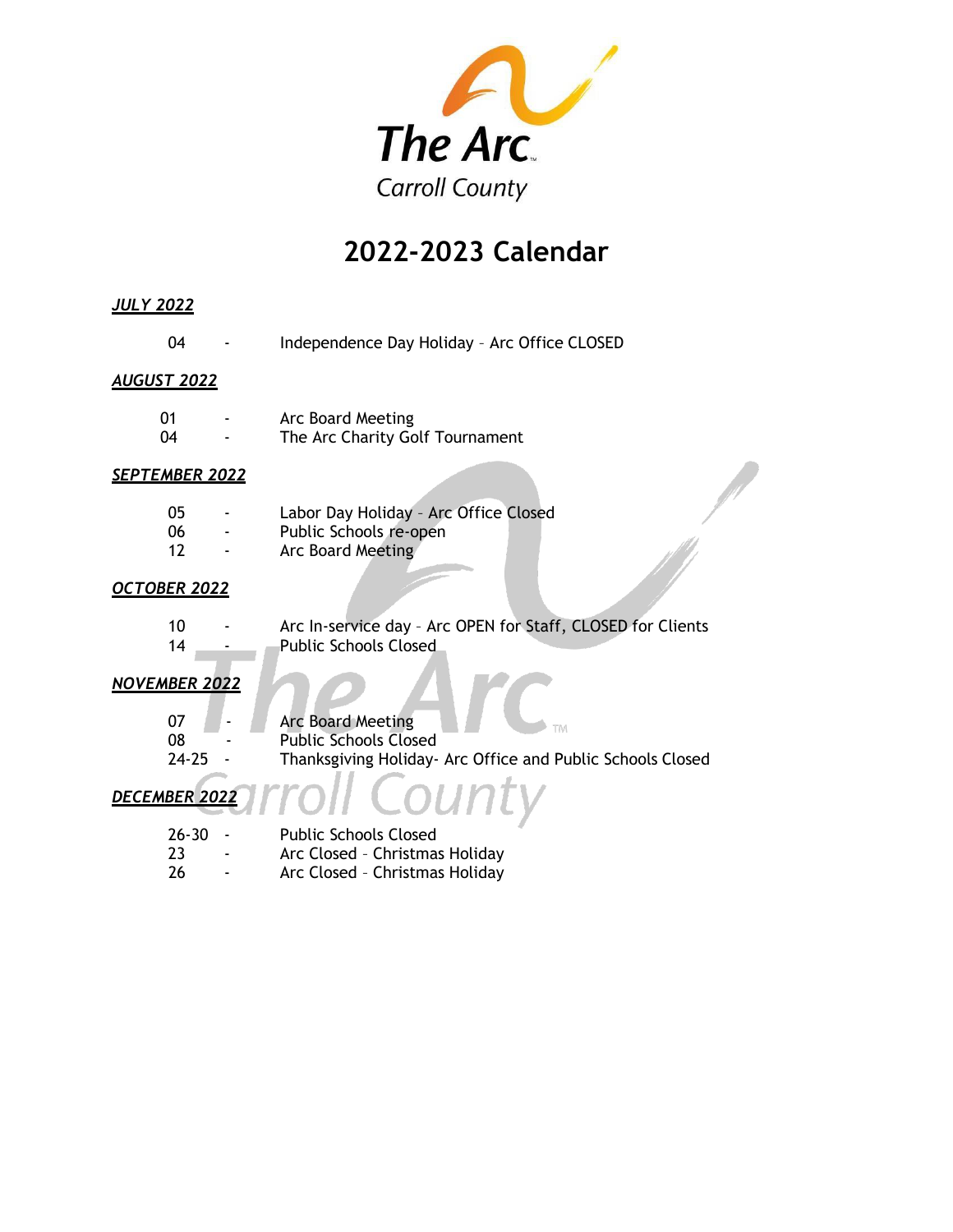The Arc
Carroll County

# 2022-2023 Calendar

***JULY 2022***

04 - Independence Day Holiday – Arc Office CLOSED

***AUGUST 2022***

01 - Arc Board Meeting
04 - The Arc Charity Golf Tournament

***SEPTEMBER 2022***

05 - Labor Day Holiday – Arc Office Closed
06 - Public Schools re-open
12 - Arc Board Meeting

***OCTOBER 2022***

10 - Arc In-service day – Arc OPEN for Staff, CLOSED for Clients
14 - Public Schools Closed

***NOVEMBER 2022***

07 - Arc Board Meeting
08 - Public Schools Closed
24-25 - Thanksgiving Holiday- Arc Office and Public Schools Closed

***DECEMBER 2022***

26-30 - Public Schools Closed
23 - Arc Closed – Christmas Holiday
26 - Arc Closed – Christmas Holiday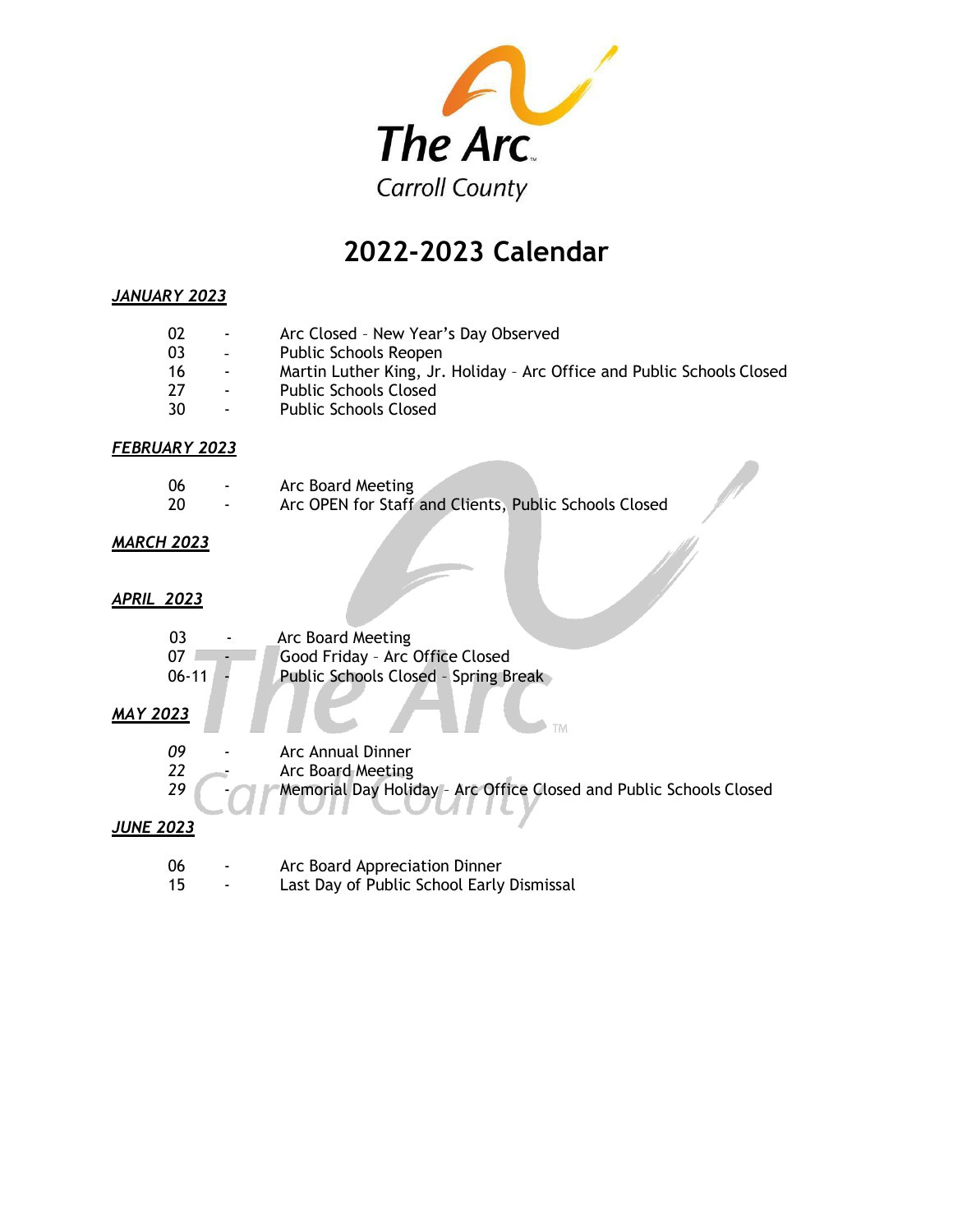The Arc
Carroll County

# 2022-2023 Calendar

## *JANUARY 2023*

- 02 - Arc Closed – New Year's Day Observed
- 03 - Public Schools Reopen
- 16 - Martin Luther King, Jr. Holiday – Arc Office and Public Schools Closed
- 27 - Public Schools Closed
- 30 - Public Schools Closed

## *FEBRUARY 2023*

- 06 - Arc Board Meeting
- 20 - Arc OPEN for Staff and Clients, Public Schools Closed

## *MARCH 2023*

## *APRIL 2023*

- 03 - Arc Board Meeting
- 07 - Good Friday – Arc Office Closed
- 06-11 - Public Schools Closed – Spring Break

## *MAY 2023*

- *09* - Arc Annual Dinner
- *22* - Arc Board Meeting
- *29* - Memorial Day Holiday – Arc Office Closed and Public Schools Closed

## *JUNE 2023*

- 06 - Arc Board Appreciation Dinner
- 15 - Last Day of Public School Early Dismissal